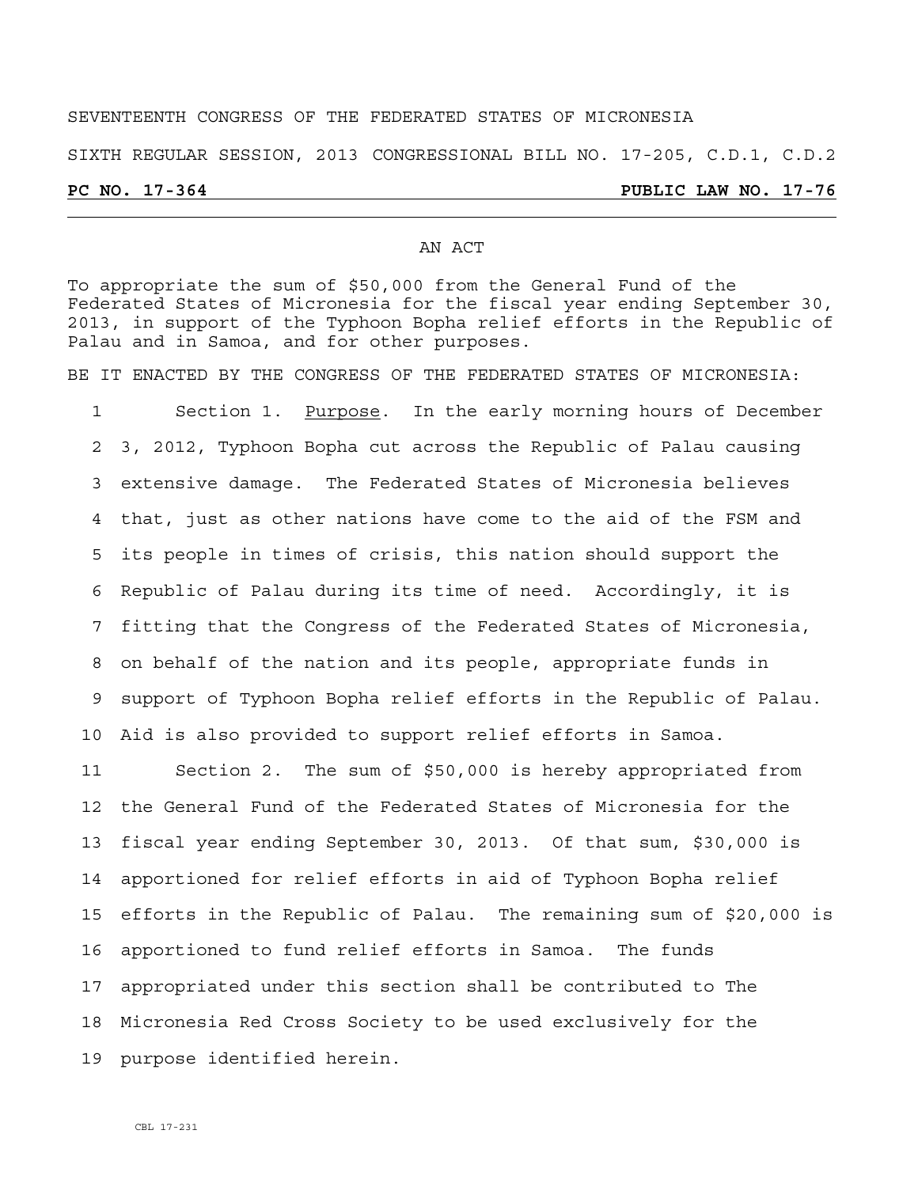SEVENTEENTH CONGRESS OF THE FEDERATED STATES OF MICRONESIA

SIXTH REGULAR SESSION, 2013 CONGRESSIONAL BILL NO. 17-205, C.D.1, C.D.2

**PC NO. 17-364** **PUBLIC LAW NO. 17-76**

---

AN ACT

To appropriate the sum of $50,000 from the General Fund of the Federated States of Micronesia for the fiscal year ending September 30, 2013, in support of the Typhoon Bopha relief efforts in the Republic of Palau and in Samoa, and for other purposes.

BE IT ENACTED BY THE CONGRESS OF THE FEDERATED STATES OF MICRONESIA:

1 Section 1. Purpose. In the early morning hours of December
2 3, 2012, Typhoon Bopha cut across the Republic of Palau causing
3 extensive damage. The Federated States of Micronesia believes
4 that, just as other nations have come to the aid of the FSM and
5 its people in times of crisis, this nation should support the
6 Republic of Palau during its time of need. Accordingly, it is
7 fitting that the Congress of the Federated States of Micronesia,
8 on behalf of the nation and its people, appropriate funds in
9 support of Typhoon Bopha relief efforts in the Republic of Palau.
10 Aid is also provided to support relief efforts in Samoa.

11 Section 2. The sum of $50,000 is hereby appropriated from
12 the General Fund of the Federated States of Micronesia for the
13 fiscal year ending September 30, 2013. Of that sum, $30,000 is
14 apportioned for relief efforts in aid of Typhoon Bopha relief
15 efforts in the Republic of Palau. The remaining sum of $20,000 is
16 apportioned to fund relief efforts in Samoa. The funds
17 appropriated under this section shall be contributed to The
18 Micronesia Red Cross Society to be used exclusively for the
19 purpose identified herein.

CBL 17-231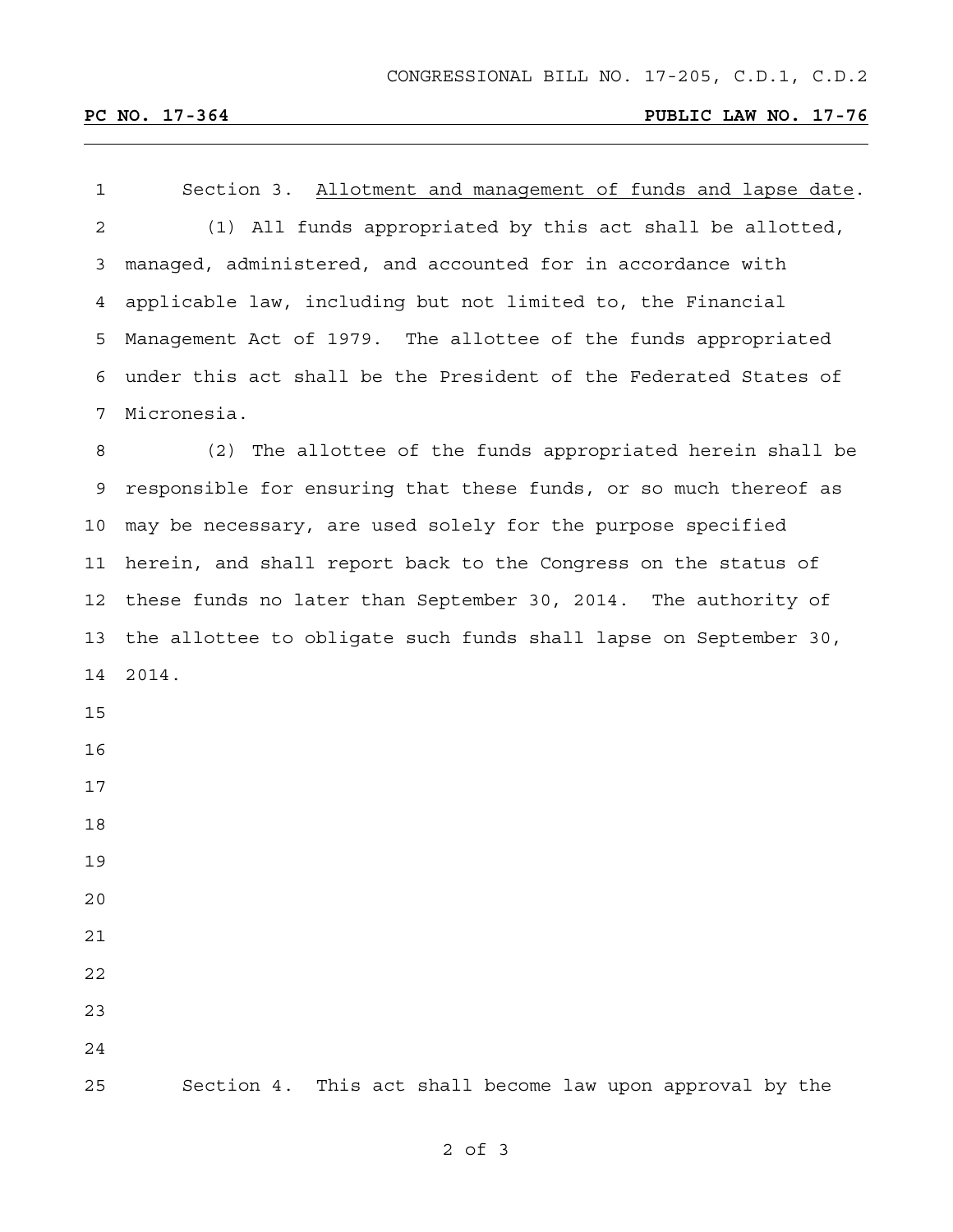Section 3. Allotment and management of funds and lapse date.

(1) All funds appropriated by this act shall be allotted, managed, administered, and accounted for in accordance with applicable law, including but not limited to, the Financial Management Act of 1979. The allottee of the funds appropriated under this act shall be the President of the Federated States of Micronesia.

(2) The allottee of the funds appropriated herein shall be responsible for ensuring that these funds, or so much thereof as may be necessary, are used solely for the purpose specified herein, and shall report back to the Congress on the status of these funds no later than September 30, 2014. The authority of the allottee to obligate such funds shall lapse on September 30, 2014.

Section 4. This act shall become law upon approval by the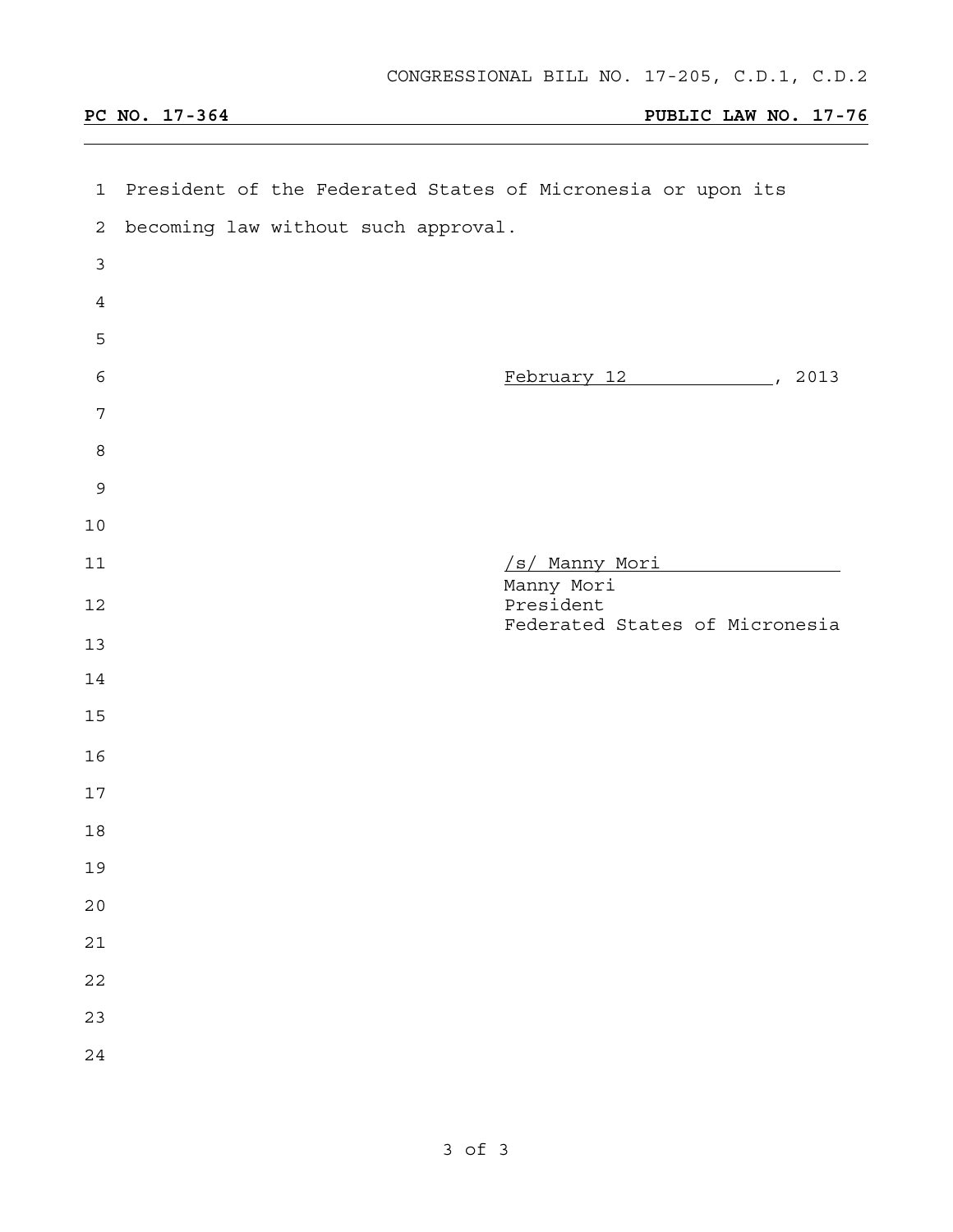CONGRESSIONAL BILL NO. 17-205, C.D.1, C.D.2

**PC NO. 17-364** **PUBLIC LAW NO. 17-76**

President of the Federated States of Micronesia or upon its becoming law without such approval.

February 12, 2013

/s/ Manny Mori
Manny Mori
President
Federated States of Micronesia